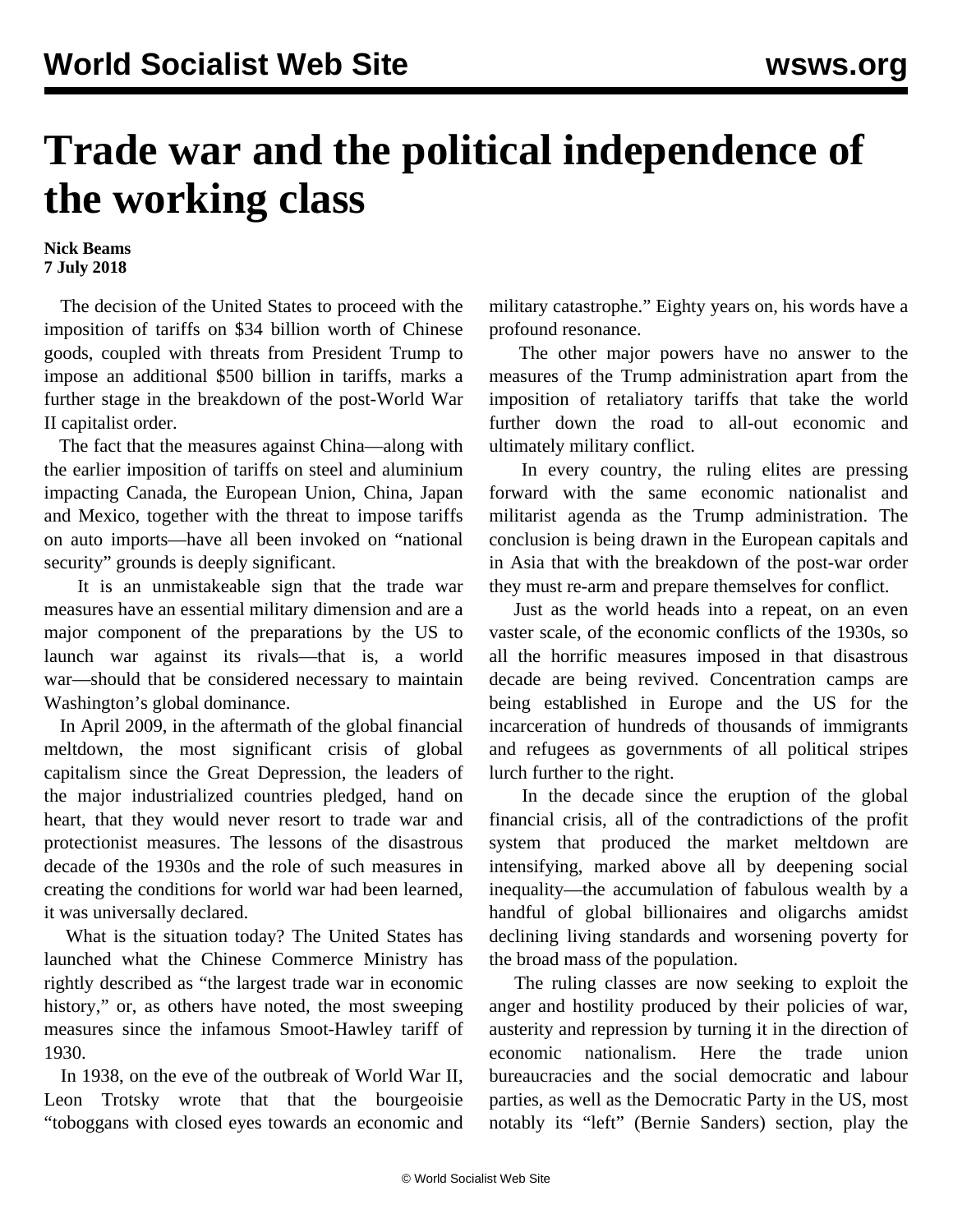# Trade war and the political independence of the working class

**Nick Beams**
**7 July 2018**

The decision of the United States to proceed with the imposition of tariffs on $34 billion worth of Chinese goods, coupled with threats from President Trump to impose an additional $500 billion in tariffs, marks a further stage in the breakdown of the post-World War II capitalist order.

The fact that the measures against China—along with the earlier imposition of tariffs on steel and aluminium impacting Canada, the European Union, China, Japan and Mexico, together with the threat to impose tariffs on auto imports—have all been invoked on "national security" grounds is deeply significant.

It is an unmistakeable sign that the trade war measures have an essential military dimension and are a major component of the preparations by the US to launch war against its rivals—that is, a world war—should that be considered necessary to maintain Washington's global dominance.

In April 2009, in the aftermath of the global financial meltdown, the most significant crisis of global capitalism since the Great Depression, the leaders of the major industrialized countries pledged, hand on heart, that they would never resort to trade war and protectionist measures. The lessons of the disastrous decade of the 1930s and the role of such measures in creating the conditions for world war had been learned, it was universally declared.

What is the situation today? The United States has launched what the Chinese Commerce Ministry has rightly described as "the largest trade war in economic history," or, as others have noted, the most sweeping measures since the infamous Smoot-Hawley tariff of 1930.

In 1938, on the eve of the outbreak of World War II, Leon Trotsky wrote that that the bourgeoisie "toboggans with closed eyes towards an economic and military catastrophe." Eighty years on, his words have a profound resonance.

The other major powers have no answer to the measures of the Trump administration apart from the imposition of retaliatory tariffs that take the world further down the road to all-out economic and ultimately military conflict.

In every country, the ruling elites are pressing forward with the same economic nationalist and militarist agenda as the Trump administration. The conclusion is being drawn in the European capitals and in Asia that with the breakdown of the post-war order they must re-arm and prepare themselves for conflict.

Just as the world heads into a repeat, on an even vaster scale, of the economic conflicts of the 1930s, so all the horrific measures imposed in that disastrous decade are being revived. Concentration camps are being established in Europe and the US for the incarceration of hundreds of thousands of immigrants and refugees as governments of all political stripes lurch further to the right.

In the decade since the eruption of the global financial crisis, all of the contradictions of the profit system that produced the market meltdown are intensifying, marked above all by deepening social inequality—the accumulation of fabulous wealth by a handful of global billionaires and oligarchs amidst declining living standards and worsening poverty for the broad mass of the population.

The ruling classes are now seeking to exploit the anger and hostility produced by their policies of war, austerity and repression by turning it in the direction of economic nationalism. Here the trade union bureaucracies and the social democratic and labour parties, as well as the Democratic Party in the US, most notably its "left" (Bernie Sanders) section, play the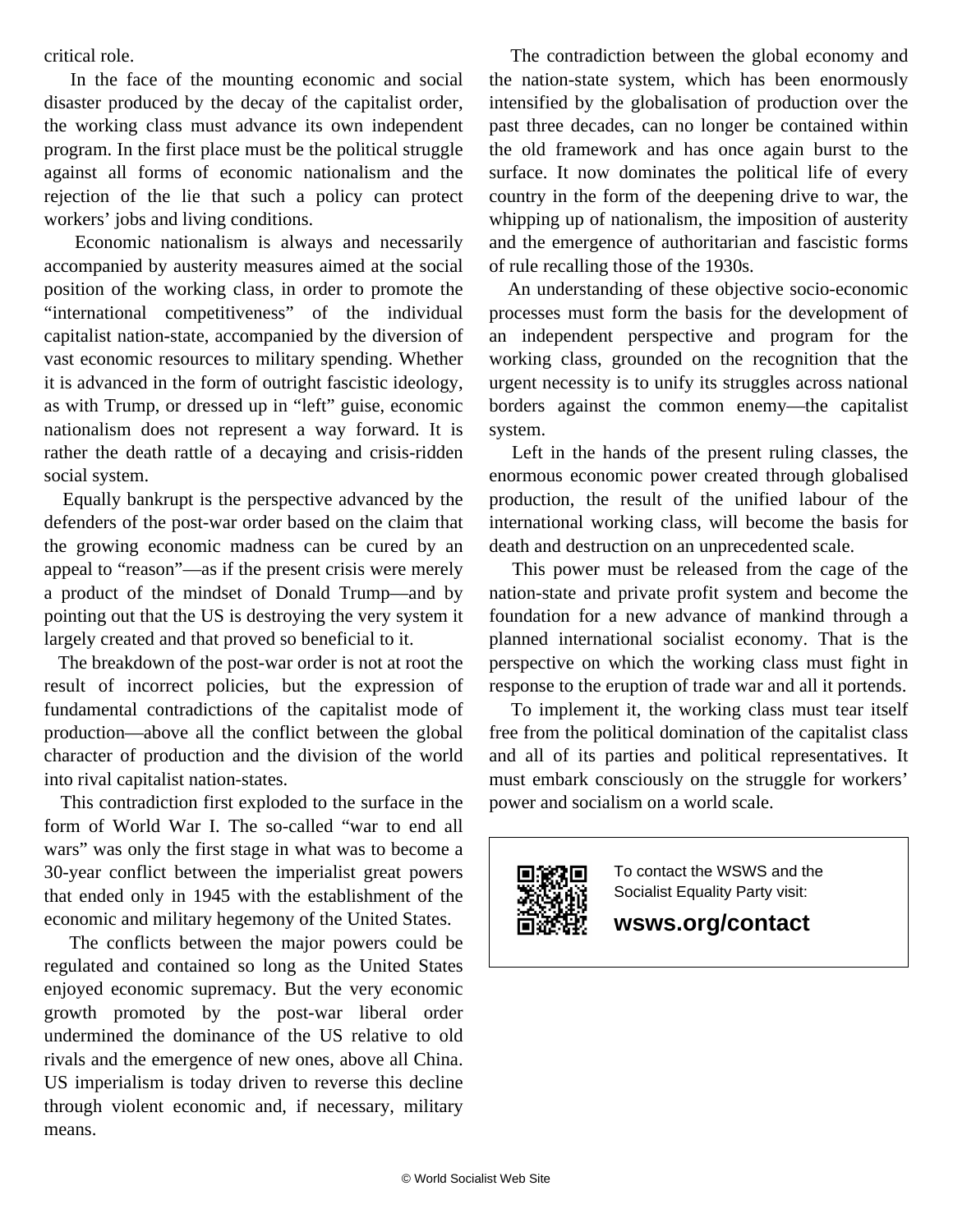critical role.

In the face of the mounting economic and social disaster produced by the decay of the capitalist order, the working class must advance its own independent program. In the first place must be the political struggle against all forms of economic nationalism and the rejection of the lie that such a policy can protect workers' jobs and living conditions.

Economic nationalism is always and necessarily accompanied by austerity measures aimed at the social position of the working class, in order to promote the "international competitiveness" of the individual capitalist nation-state, accompanied by the diversion of vast economic resources to military spending. Whether it is advanced in the form of outright fascistic ideology, as with Trump, or dressed up in "left" guise, economic nationalism does not represent a way forward. It is rather the death rattle of a decaying and crisis-ridden social system.

Equally bankrupt is the perspective advanced by the defenders of the post-war order based on the claim that the growing economic madness can be cured by an appeal to "reason"—as if the present crisis were merely a product of the mindset of Donald Trump—and by pointing out that the US is destroying the very system it largely created and that proved so beneficial to it.

The breakdown of the post-war order is not at root the result of incorrect policies, but the expression of fundamental contradictions of the capitalist mode of production—above all the conflict between the global character of production and the division of the world into rival capitalist nation-states.

This contradiction first exploded to the surface in the form of World War I. The so-called "war to end all wars" was only the first stage in what was to become a 30-year conflict between the imperialist great powers that ended only in 1945 with the establishment of the economic and military hegemony of the United States.

The conflicts between the major powers could be regulated and contained so long as the United States enjoyed economic supremacy. But the very economic growth promoted by the post-war liberal order undermined the dominance of the US relative to old rivals and the emergence of new ones, above all China. US imperialism is today driven to reverse this decline through violent economic and, if necessary, military means.

The contradiction between the global economy and the nation-state system, which has been enormously intensified by the globalisation of production over the past three decades, can no longer be contained within the old framework and has once again burst to the surface. It now dominates the political life of every country in the form of the deepening drive to war, the whipping up of nationalism, the imposition of austerity and the emergence of authoritarian and fascistic forms of rule recalling those of the 1930s.

An understanding of these objective socio-economic processes must form the basis for the development of an independent perspective and program for the working class, grounded on the recognition that the urgent necessity is to unify its struggles across national borders against the common enemy—the capitalist system.

Left in the hands of the present ruling classes, the enormous economic power created through globalised production, the result of the unified labour of the international working class, will become the basis for death and destruction on an unprecedented scale.

This power must be released from the cage of the nation-state and private profit system and become the foundation for a new advance of mankind through a planned international socialist economy. That is the perspective on which the working class must fight in response to the eruption of trade war and all it portends.

To implement it, the working class must tear itself free from the political domination of the capitalist class and all of its parties and political representatives. It must embark consciously on the struggle for workers' power and socialism on a world scale.

To contact the WSWS and the Socialist Equality Party visit:

**wsws.org/contact**